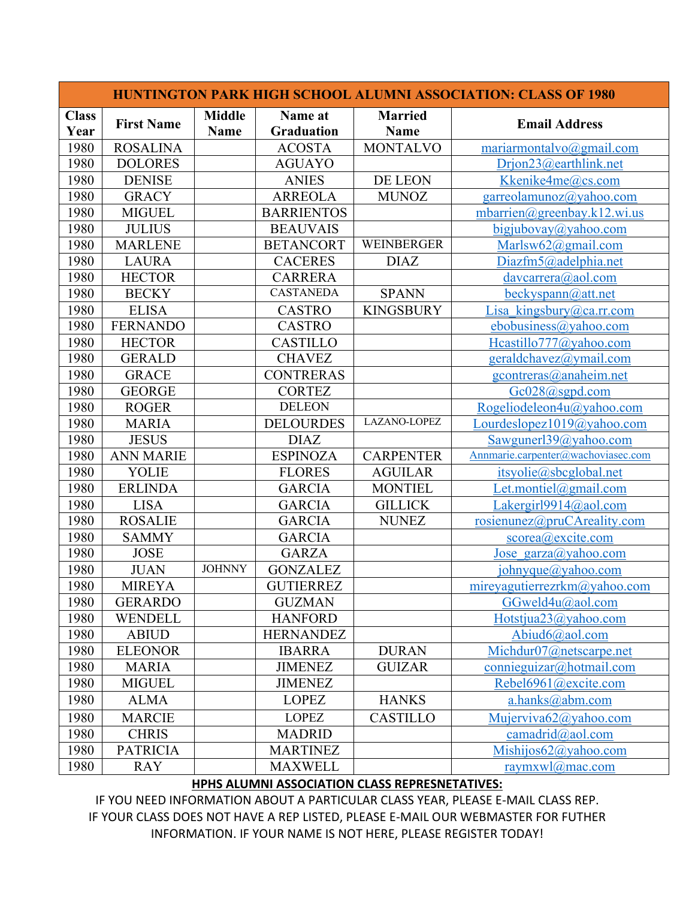| HUNTINGTON PARK HIGH SCHOOL ALUMNI ASSOCIATION: CLASS OF 1980 | | | | | |
|---|---|---|---|---|---|
| **Class Year** | **First Name** | **Middle Name** | **Name at Graduation** | **Married Name** | **Email Address** |
| 1980 | ROSALINA | | ACOSTA | MONTALVO | mariarmontalvo@gmail.com |
| 1980 | DOLORES | | AGUAYO | | Drjon23@earthlink.net |
| 1980 | DENISE | | ANIES | DE LEON | Kkenike4me@cs.com |
| 1980 | GRACY | | ARREOLA | MUNOZ | garreolamunoz@yahoo.com |
| 1980 | MIGUEL | | BARRIENTOS | | mbarrien@greenbay.k12.wi.us |
| 1980 | JULIUS | | BEAUVAIS | | bigjubovay@yahoo.com |
| 1980 | MARLENE | | BETANCORT | WEINBERGER | Marlsw62@gmail.com |
| 1980 | LAURA | | CACERES | DIAZ | Diazfm5@adelphia.net |
| 1980 | HECTOR | | CARRERA | | davcarrera@aol.com |
| 1980 | BECKY | | CASTANEDA | SPANN | beckyspann@att.net |
| 1980 | ELISA | | CASTRO | KINGSBURY | Lisa_kingsbury@ca.rr.com |
| 1980 | FERNANDO | | CASTRO | | ebobusiness@yahoo.com |
| 1980 | HECTOR | | CASTILLO | | Hcastillo777@yahoo.com |
| 1980 | GERALD | | CHAVEZ | | geraldchavez@ymail.com |
| 1980 | GRACE | | CONTRERAS | | gcontreras@anaheim.net |
| 1980 | GEORGE | | CORTEZ | | Gc028@sgpd.com |
| 1980 | ROGER | | DELEON | | Rogeliodeleon4u@yahoo.com |
| 1980 | MARIA | | DELOURDES | LAZANO-LOPEZ | Lourdeslopez1019@yahoo.com |
| 1980 | JESUS | | DIAZ | | Sawgunerl39@yahoo.com |
| 1980 | ANN MARIE | | ESPINOZA | CARPENTER | Annmarie.carpenter@wachoviasec.com |
| 1980 | YOLIE | | FLORES | AGUILAR | itsyolie@sbcglobal.net |
| 1980 | ERLINDA | | GARCIA | MONTIEL | Let.montiel@gmail.com |
| 1980 | LISA | | GARCIA | GILLICK | Lakergirl9914@aol.com |
| 1980 | ROSALIE | | GARCIA | NUNEZ | rosienunez@pruCAreality.com |
| 1980 | SAMMY | | GARCIA | | scorea@excite.com |
| 1980 | JOSE | | GARZA | | Jose_garza@yahoo.com |
| 1980 | JUAN | JOHNNY | GONZALEZ | | johnyque@yahoo.com |
| 1980 | MIREYA | | GUTIERREZ | | mireyagutierrezrkm@yahoo.com |
| 1980 | GERARDO | | GUZMAN | | GGweld4u@aol.com |
| 1980 | WENDELL | | HANFORD | | Hotstjua23@yahoo.com |
| 1980 | ABIUD | | HERNANDEZ | | Abiud6@aol.com |
| 1980 | ELEONOR | | IBARRA | DURAN | Michdur07@netscarpe.net |
| 1980 | MARIA | | JIMENEZ | GUIZAR | connieguizar@hotmail.com |
| 1980 | MIGUEL | | JIMENEZ | | Rebel6961@excite.com |
| 1980 | ALMA | | LOPEZ | HANKS | a.hanks@abm.com |
| 1980 | MARCIE | | LOPEZ | CASTILLO | Mujerviva62@yahoo.com |
| 1980 | CHRIS | | MADRID | | camadrid@aol.com |
| 1980 | PATRICIA | | MARTINEZ | | Mishijos62@yahoo.com |
| 1980 | RAY | | MAXWELL | | raymxwl@mac.com |

**HPHS ALUMNI ASSOCIATION CLASS REPRESNETATIVES:**

IF YOU NEED INFORMATION ABOUT A PARTICULAR CLASS YEAR, PLEASE E-MAIL CLASS REP.
IF YOUR CLASS DOES NOT HAVE A REP LISTED, PLEASE E-MAIL OUR WEBMASTER FOR FUTHER INFORMATION. IF YOUR NAME IS NOT HERE, PLEASE REGISTER TODAY!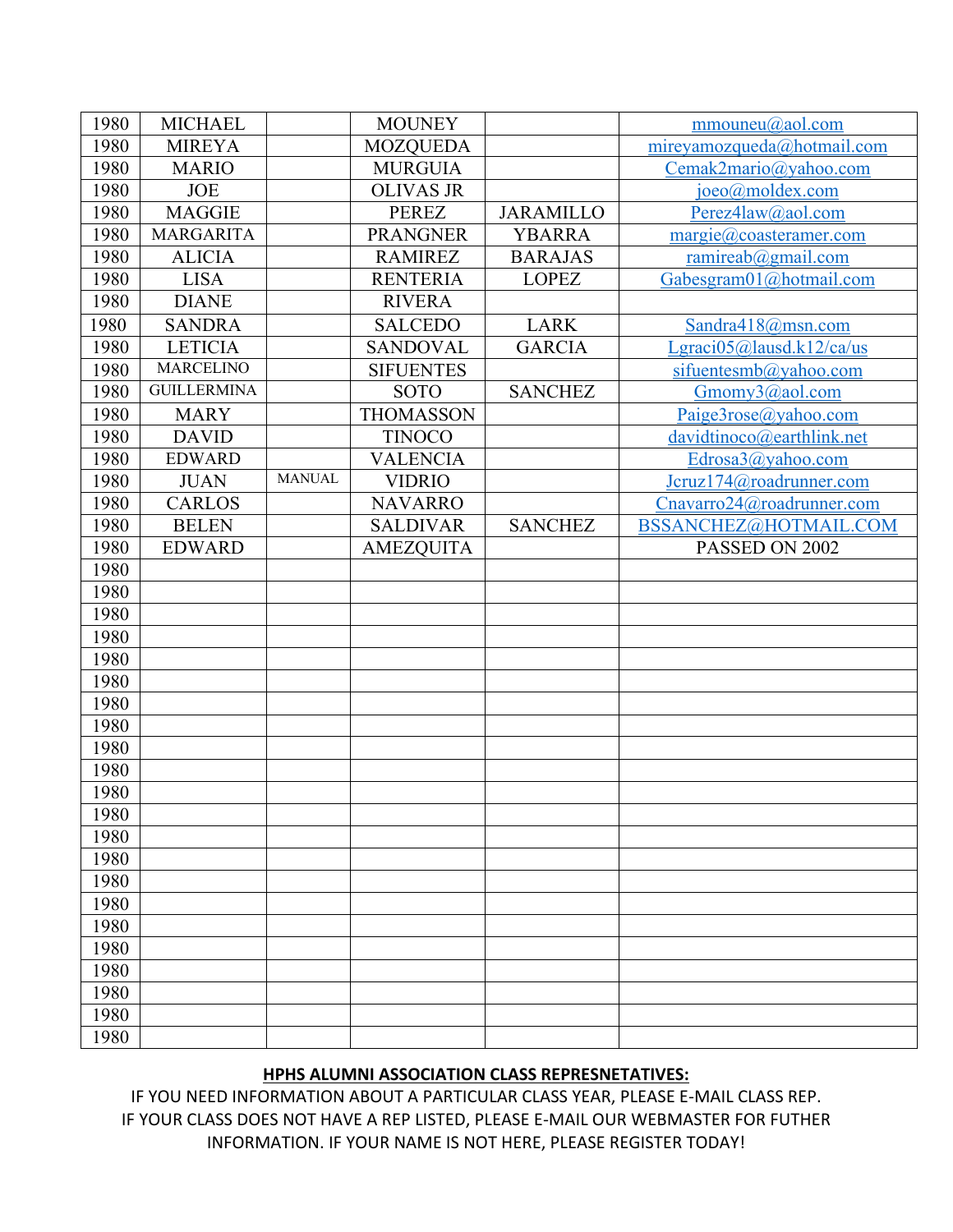| | | | | | |
|---|---|---|---|---|---|
| 1980 | MICHAEL | | MOUNEY | | mmouneu@aol.com |
| 1980 | MIREYA | | MOZQUEDA | | mireyamozqueda@hotmail.com |
| 1980 | MARIO | | MURGUIA | | Cemak2mario@yahoo.com |
| 1980 | JOE | | OLIVAS JR | | joeo@moldex.com |
| 1980 | MAGGIE | | PEREZ | JARAMILLO | Perez4law@aol.com |
| 1980 | MARGARITA | | PRANGNER | YBARRA | margie@coasteramer.com |
| 1980 | ALICIA | | RAMIREZ | BARAJAS | ramireab@gmail.com |
| 1980 | LISA | | RENTERIA | LOPEZ | Gabesgram01@hotmail.com |
| 1980 | DIANE | | RIVERA | | |
| 1980 | SANDRA | | SALCEDO | LARK | Sandra418@msn.com |
| 1980 | LETICIA | | SANDOVAL | GARCIA | Lgraci05@lausd.k12/ca/us |
| 1980 | MARCELINO | | SIFUENTES | | sifuentesmb@yahoo.com |
| 1980 | GUILLERMINA | | SOTO | SANCHEZ | Gmomy3@aol.com |
| 1980 | MARY | | THOMASSON | | Paige3rose@yahoo.com |
| 1980 | DAVID | | TINOCO | | davidtinoco@earthlink.net |
| 1980 | EDWARD | | VALENCIA | | Edrosa3@yahoo.com |
| 1980 | JUAN | MANUAL | VIDRIO | | Jcruz174@roadrunner.com |
| 1980 | CARLOS | | NAVARRO | | Cnavarro24@roadrunner.com |
| 1980 | BELEN | | SALDIVAR | SANCHEZ | BSSANCHEZ@HOTMAIL.COM |
| 1980 | EDWARD | | AMEZQUITA | | PASSED ON 2002 |
| 1980 | | | | | |
| 1980 | | | | | |
| 1980 | | | | | |
| 1980 | | | | | |
| 1980 | | | | | |
| 1980 | | | | | |
| 1980 | | | | | |
| 1980 | | | | | |
| 1980 | | | | | |
| 1980 | | | | | |
| 1980 | | | | | |
| 1980 | | | | | |
| 1980 | | | | | |
| 1980 | | | | | |
| 1980 | | | | | |
| 1980 | | | | | |
| 1980 | | | | | |
| 1980 | | | | | |
| 1980 | | | | | |
| 1980 | | | | | |
| 1980 | | | | | |
| 1980 | | | | | |

**HPHS ALUMNI ASSOCIATION CLASS REPRESNETATIVES:**

IF YOU NEED INFORMATION ABOUT A PARTICULAR CLASS YEAR, PLEASE E-MAIL CLASS REP.
IF YOUR CLASS DOES NOT HAVE A REP LISTED, PLEASE E-MAIL OUR WEBMASTER FOR FUTHER INFORMATION. IF YOUR NAME IS NOT HERE, PLEASE REGISTER TODAY!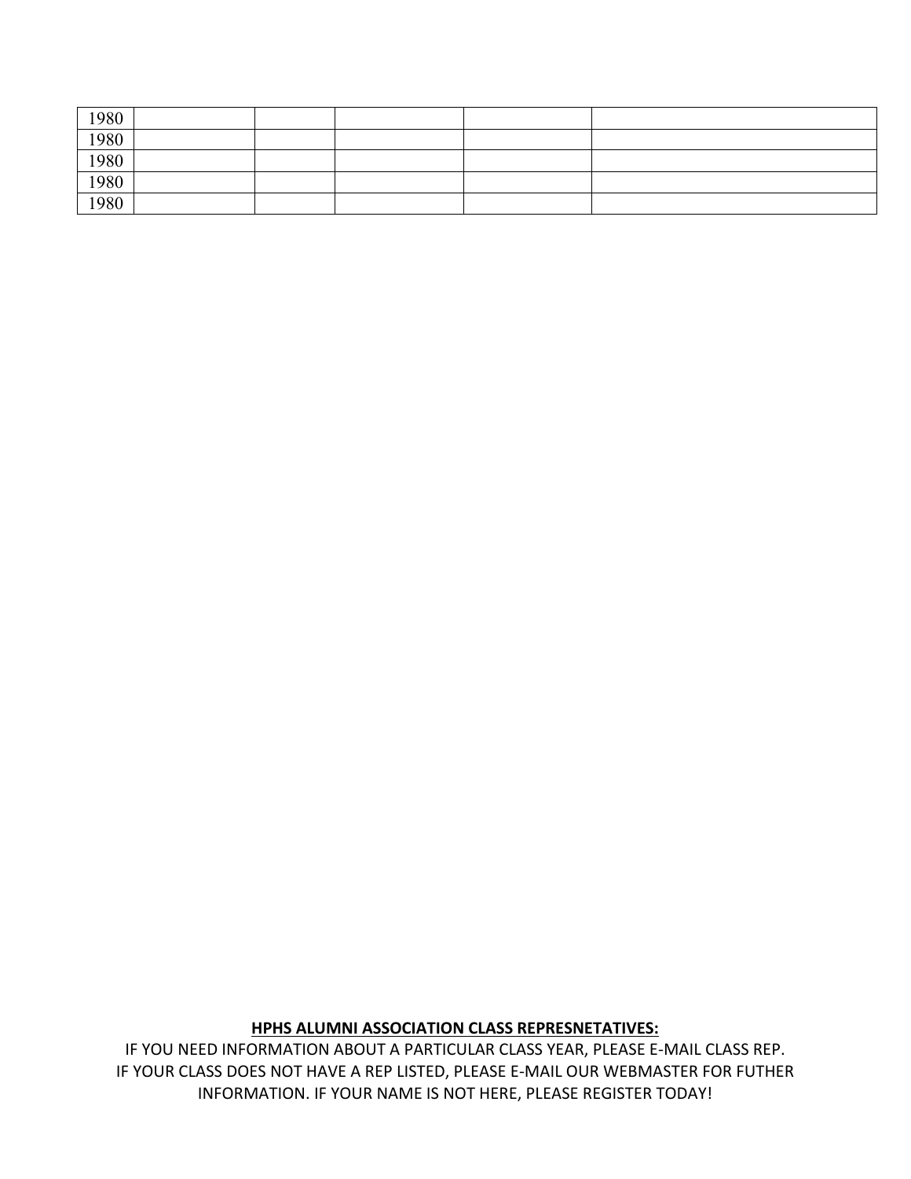| | | | | | |
|---|---|---|---|---|---|
| 1980 | | | | | |
| 1980 | | | | | |
| 1980 | | | | | |
| 1980 | | | | | |
| 1980 | | | | | |

**HPHS ALUMNI ASSOCIATION CLASS REPRESNETATIVES:**

IF YOU NEED INFORMATION ABOUT A PARTICULAR CLASS YEAR, PLEASE E-MAIL CLASS REP. IF YOUR CLASS DOES NOT HAVE A REP LISTED, PLEASE E-MAIL OUR WEBMASTER FOR FUTHER INFORMATION. IF YOUR NAME IS NOT HERE, PLEASE REGISTER TODAY!